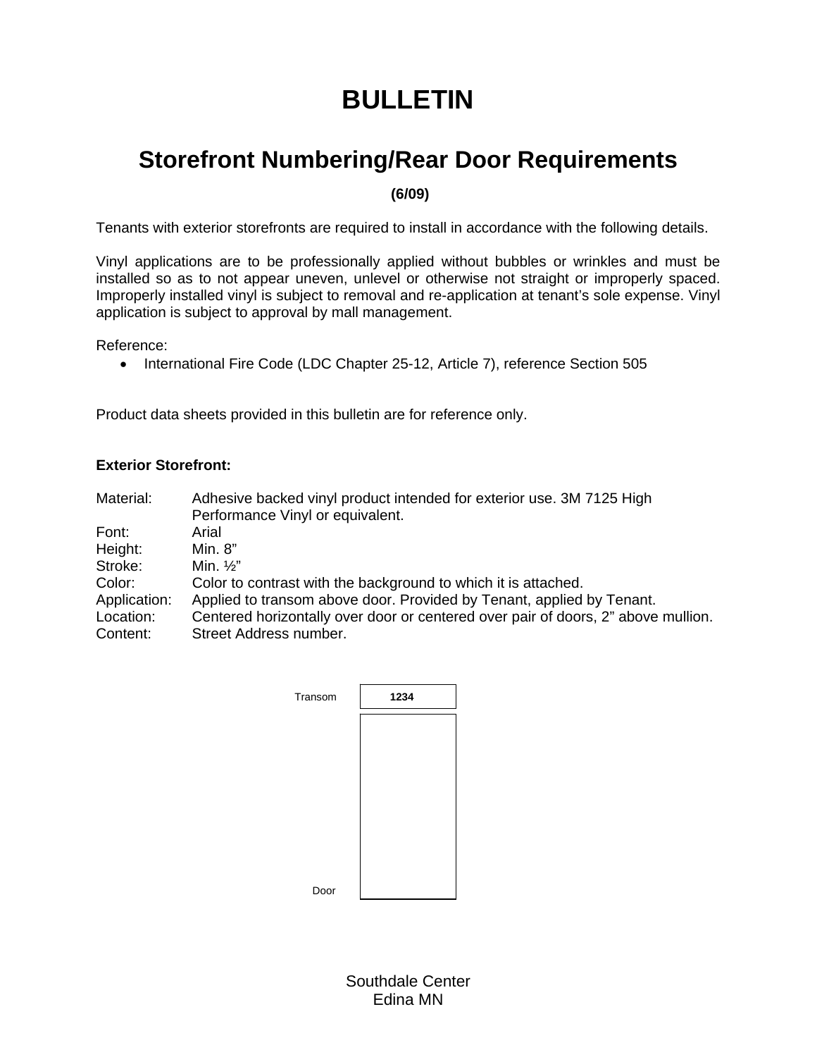# BULLETIN

## Storefront Numbering/Rear Door Requirements

**(6/09)**

Tenants with exterior storefronts are required to install in accordance with the following details.

Vinyl applications are to be professionally applied without bubbles or wrinkles and must be installed so as to not appear uneven, unlevel or otherwise not straight or improperly spaced. Improperly installed vinyl is subject to removal and re-application at tenant's sole expense. Vinyl application is subject to approval by mall management.

Reference:

- International Fire Code (LDC Chapter 25-12, Article 7), reference Section 505

Product data sheets provided in this bulletin are for reference only.

**Exterior Storefront:**

| | |
|---|---|
| Material: | Adhesive backed vinyl product intended for exterior use. 3M 7125 High Performance Vinyl or equivalent. |
| Font: | Arial |
| Height: | Min. 8" |
| Stroke: | Min. ½" |
| Color: | Color to contrast with the background to which it is attached. |
| Application: | Applied to transom above door. Provided by Tenant, applied by Tenant. |
| Location: | Centered horizontally over door or centered over pair of doors, 2" above mullion. |
| Content: | Street Address number. |

Transom **1234**

Door

Southdale Center
Edina MN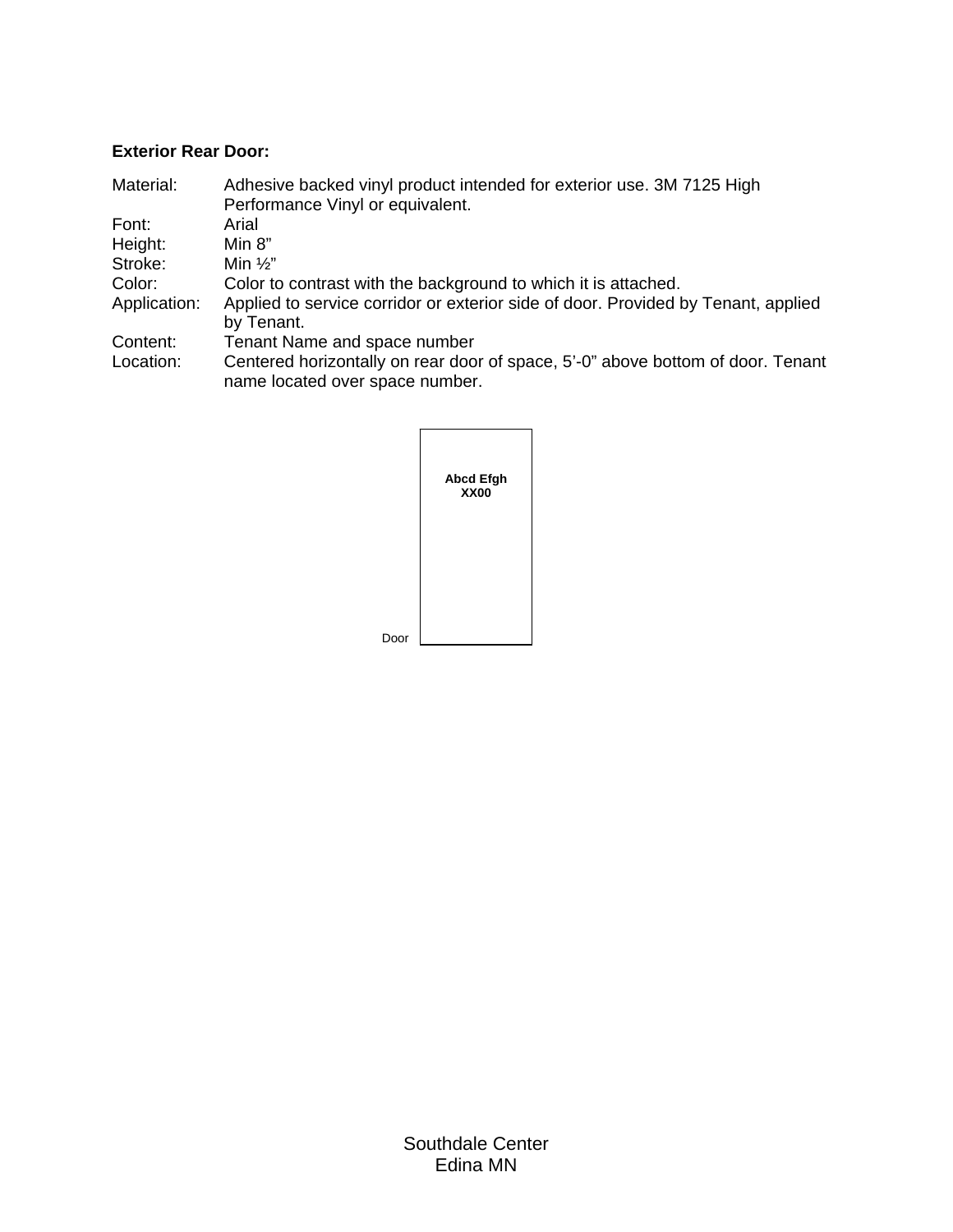**Exterior Rear Door:**

| | |
|---|---|
| Material: | Adhesive backed vinyl product intended for exterior use. 3M 7125 High Performance Vinyl or equivalent. |
| Font: | Arial |
| Height: | Min 8" |
| Stroke: | Min ½" |
| Color: | Color to contrast with the background to which it is attached. |
| Application: | Applied to service corridor or exterior side of door. Provided by Tenant, applied by Tenant. |
| Content: | Tenant Name and space number |
| Location: | Centered horizontally on rear door of space, 5'-0" above bottom of door. Tenant name located over space number. |

**Abcd Efgh**
**XX00**

Door

Southdale Center
Edina MN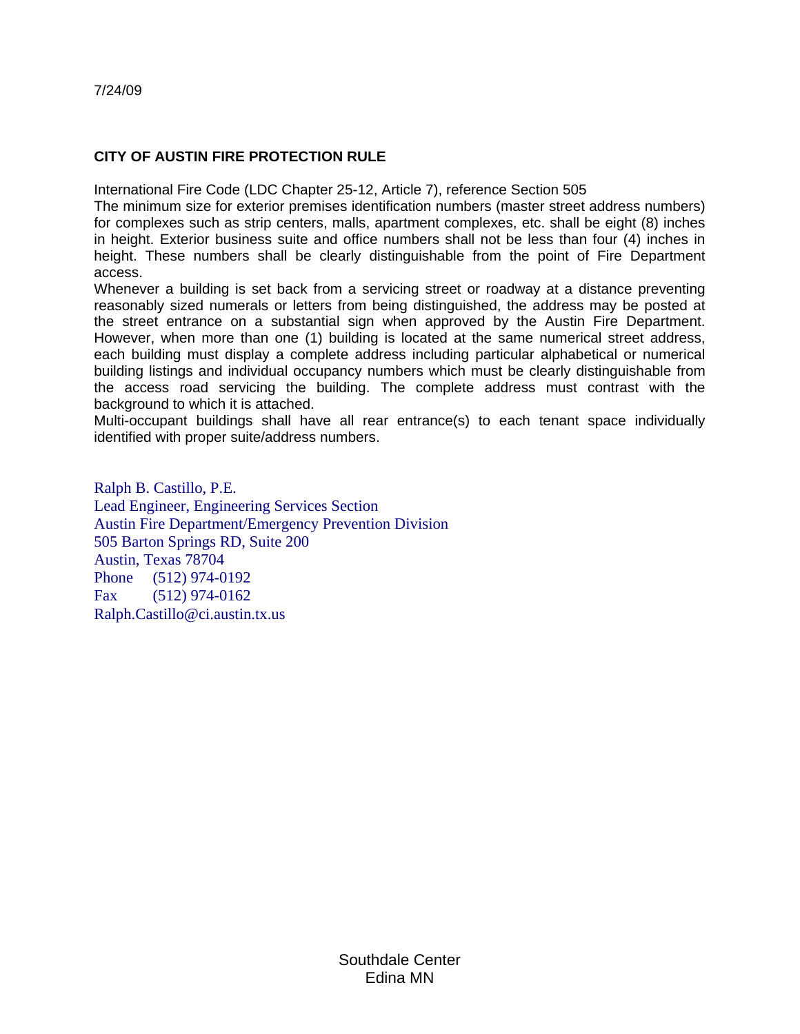7/24/09

**CITY OF AUSTIN FIRE PROTECTION RULE**

International Fire Code (LDC Chapter 25-12, Article 7), reference Section 505

The minimum size for exterior premises identification numbers (master street address numbers) for complexes such as strip centers, malls, apartment complexes, etc. shall be eight (8) inches in height. Exterior business suite and office numbers shall not be less than four (4) inches in height. These numbers shall be clearly distinguishable from the point of Fire Department access.

Whenever a building is set back from a servicing street or roadway at a distance preventing reasonably sized numerals or letters from being distinguished, the address may be posted at the street entrance on a substantial sign when approved by the Austin Fire Department. However, when more than one (1) building is located at the same numerical street address, each building must display a complete address including particular alphabetical or numerical building listings and individual occupancy numbers which must be clearly distinguishable from the access road servicing the building. The complete address must contrast with the background to which it is attached.

Multi-occupant buildings shall have all rear entrance(s) to each tenant space individually identified with proper suite/address numbers.

Ralph B. Castillo, P.E.
Lead Engineer, Engineering Services Section
Austin Fire Department/Emergency Prevention Division
505 Barton Springs RD, Suite 200
Austin, Texas 78704
Phone (512) 974-0192
Fax (512) 974-0162
Ralph.Castillo@ci.austin.tx.us